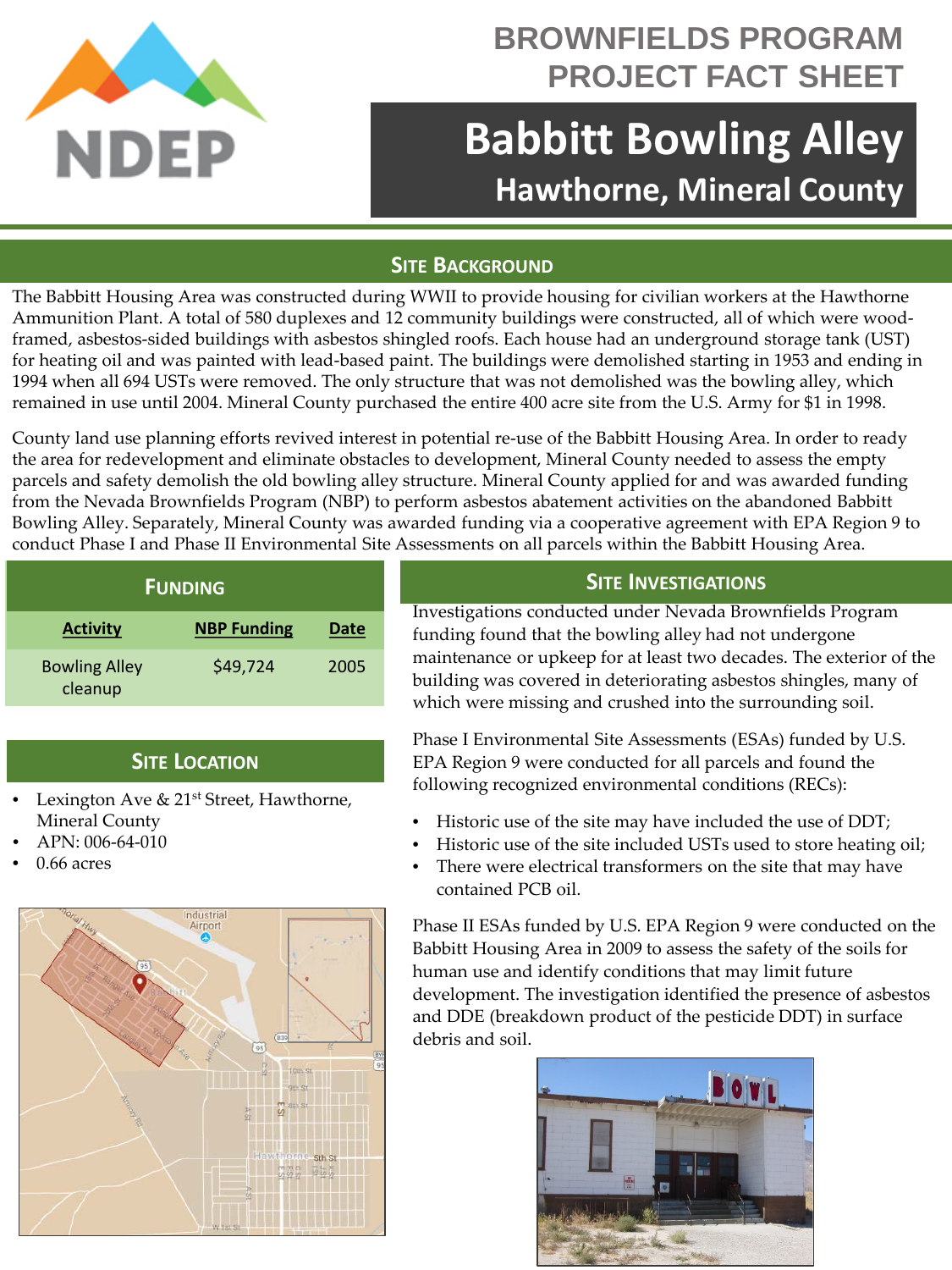# BROWNFIELDS PROGRAM PROJECT FACT SHEET

# Babbitt Bowling Alley

## Hawthorne, Mineral County

## SITE BACKGROUND

The Babbitt Housing Area was constructed during WWII to provide housing for civilian workers at the Hawthorne Ammunition Plant. A total of 580 duplexes and 12 community buildings were constructed, all of which were wood-framed, asbestos-sided buildings with asbestos shingled roofs. Each house had an underground storage tank (UST) for heating oil and was painted with lead-based paint. The buildings were demolished starting in 1953 and ending in 1994 when all 694 USTs were removed. The only structure that was not demolished was the bowling alley, which remained in use until 2004. Mineral County purchased the entire 400 acre site from the U.S. Army for $1 in 1998.

County land use planning efforts revived interest in potential re-use of the Babbitt Housing Area. In order to ready the area for redevelopment and eliminate obstacles to development, Mineral County needed to assess the empty parcels and safety demolish the old bowling alley structure. Mineral County applied for and was awarded funding from the Nevada Brownfields Program (NBP) to perform asbestos abatement activities on the abandoned Babbitt Bowling Alley. Separately, Mineral County was awarded funding via a cooperative agreement with EPA Region 9 to conduct Phase I and Phase II Environmental Site Assessments on all parcels within the Babbitt Housing Area.

## FUNDING

| Activity | NBP Funding | Date |
|---|---|---|
| Bowling Alley cleanup | $49,724 | 2005 |

## SITE LOCATION

- Lexington Ave & 21st Street, Hawthorne, Mineral County
- APN: 006-64-010
- 0.66 acres

## SITE INVESTIGATIONS

Investigations conducted under Nevada Brownfields Program funding found that the bowling alley had not undergone maintenance or upkeep for at least two decades. The exterior of the building was covered in deteriorating asbestos shingles, many of which were missing and crushed into the surrounding soil.

Phase I Environmental Site Assessments (ESAs) funded by U.S. EPA Region 9 were conducted for all parcels and found the following recognized environmental conditions (RECs):

- Historic use of the site may have included the use of DDT;
- Historic use of the site included USTs used to store heating oil;
- There were electrical transformers on the site that may have contained PCB oil.

Phase II ESAs funded by U.S. EPA Region 9 were conducted on the Babbitt Housing Area in 2009 to assess the safety of the soils for human use and identify conditions that may limit future development. The investigation identified the presence of asbestos and DDE (breakdown product of the pesticide DDT) in surface debris and soil.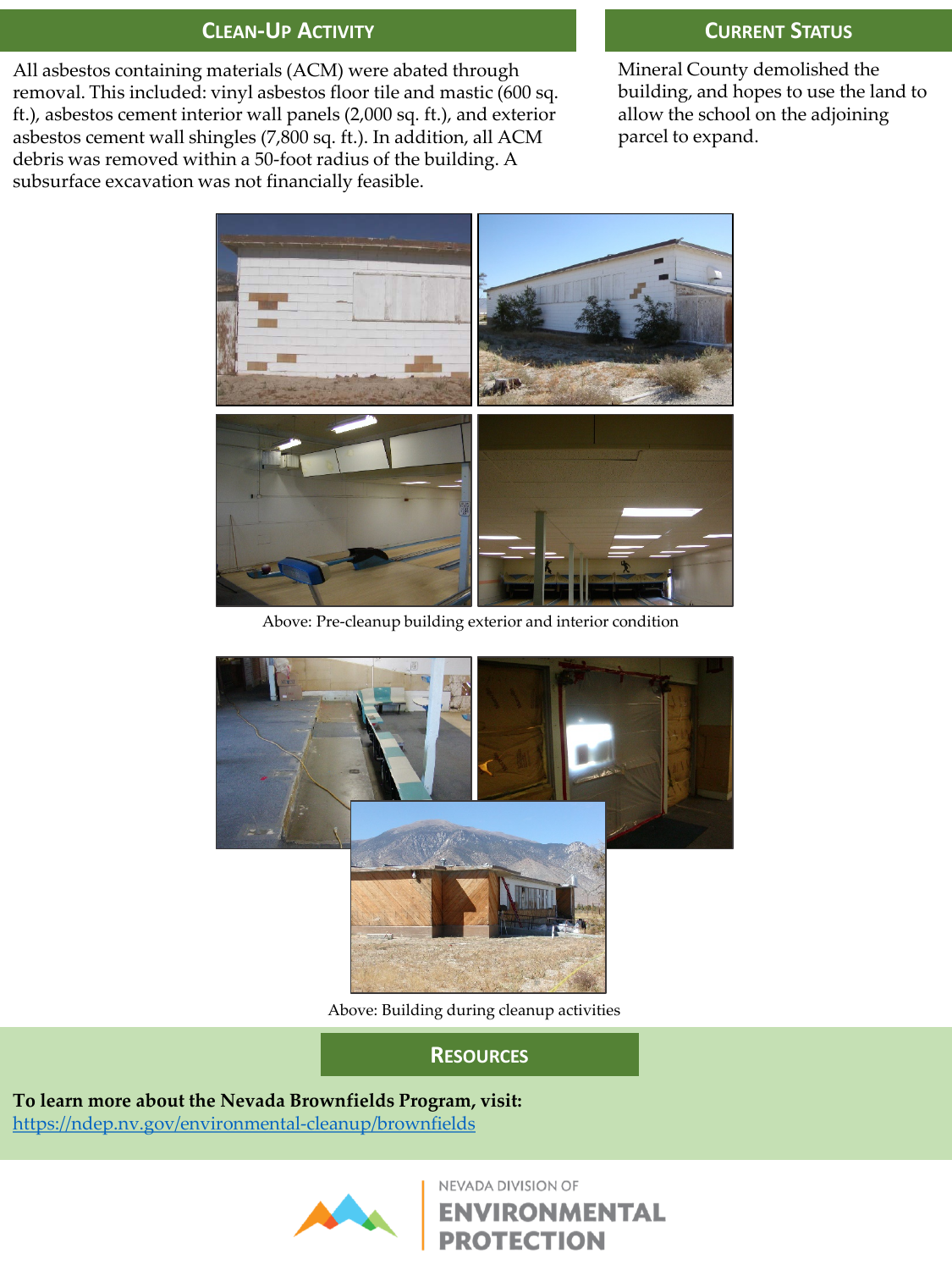## Clean-Up Activity

All asbestos containing materials (ACM) were abated through removal. This included: vinyl asbestos floor tile and mastic (600 sq. ft.), asbestos cement interior wall panels (2,000 sq. ft.), and exterior asbestos cement wall shingles (7,800 sq. ft.). In addition, all ACM debris was removed within a 50-foot radius of the building. A subsurface excavation was not financially feasible.

## Current Status

Mineral County demolished the building, and hopes to use the land to allow the school on the adjoining parcel to expand.

Above: Pre-cleanup building exterior and interior condition

Above: Building during cleanup activities

## Resources

**To learn more about the Nevada Brownfields Program, visit:**
https://ndep.nv.gov/environmental-cleanup/brownfields

NEVADA DIVISION OF ENVIRONMENTAL PROTECTION